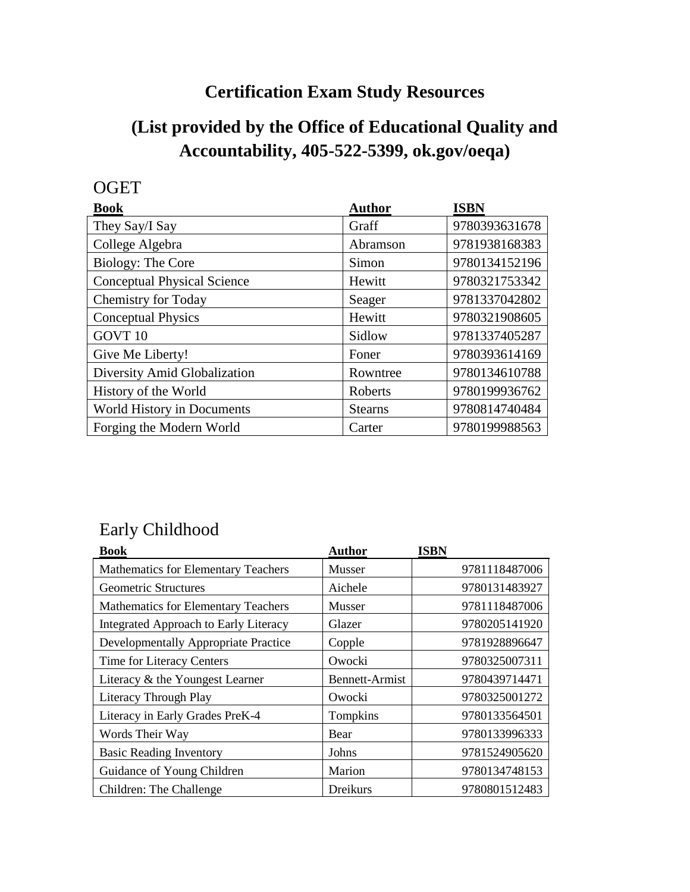# Certification Exam Study Resources

## (List provided by the Office of Educational Quality and Accountability, 405-522-5399, ok.gov/oeqa)

### OGET

| Book | Author | ISBN |
|---|---|---|
| They Say/I Say | Graff | 9780393631678 |
| College Algebra | Abramson | 9781938168383 |
| Biology: The Core | Simon | 9780134152196 |
| Conceptual Physical Science | Hewitt | 9780321753342 |
| Chemistry for Today | Seager | 9781337042802 |
| Conceptual Physics | Hewitt | 9780321908605 |
| GOVT 10 | Sidlow | 9781337405287 |
| Give Me Liberty! | Foner | 9780393614169 |
| Diversity Amid Globalization | Rowntree | 9780134610788 |
| History of the World | Roberts | 9780199936762 |
| World History in Documents | Stearns | 9780814740484 |
| Forging the Modern World | Carter | 9780199988563 |

### Early Childhood

| Book | Author | ISBN |
|---|---|---|
| Mathematics for Elementary Teachers | Musser | 9781118487006 |
| Geometric Structures | Aichele | 9780131483927 |
| Mathematics for Elementary Teachers | Musser | 9781118487006 |
| Integrated Approach to Early Literacy | Glazer | 9780205141920 |
| Developmentally Appropriate Practice | Copple | 9781928896647 |
| Time for Literacy Centers | Owocki | 9780325007311 |
| Literacy & the Youngest Learner | Bennett-Armist | 9780439714471 |
| Literacy Through Play | Owocki | 9780325001272 |
| Literacy in Early Grades PreK-4 | Tompkins | 9780133564501 |
| Words Their Way | Bear | 9780133996333 |
| Basic Reading Inventory | Johns | 9781524905620 |
| Guidance of Young Children | Marion | 9780134748153 |
| Children: The Challenge | Dreikurs | 9780801512483 |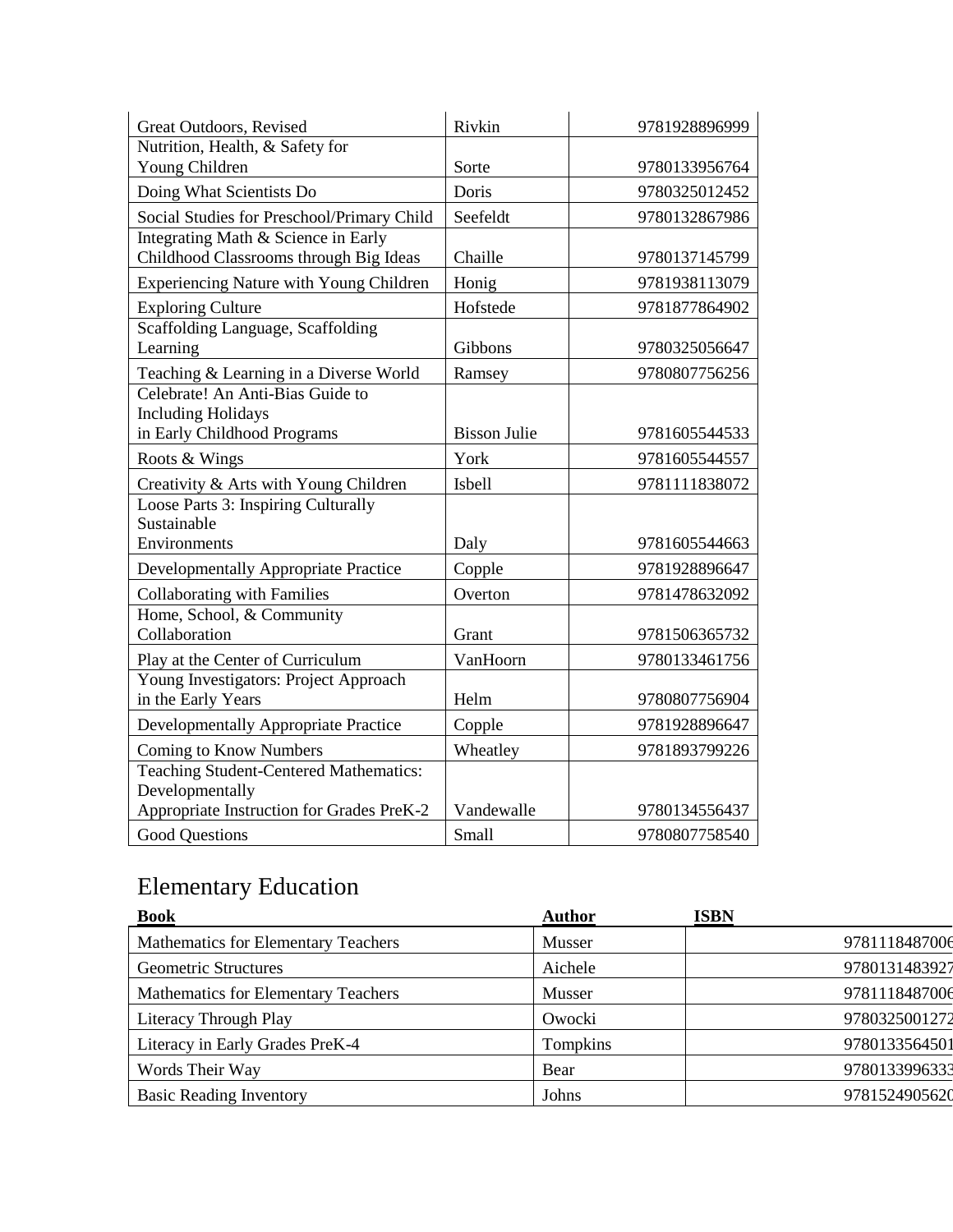| | | |
|---|---|---|
| Great Outdoors, Revised | Rivkin | 9781928896999 |
| Nutrition, Health, & Safety for Young Children | Sorte | 9780133956764 |
| Doing What Scientists Do | Doris | 9780325012452 |
| Social Studies for Preschool/Primary Child | Seefeldt | 9780132867986 |
| Integrating Math & Science in Early Childhood Classrooms through Big Ideas | Chaille | 9780137145799 |
| Experiencing Nature with Young Children | Honig | 9781938113079 |
| Exploring Culture | Hofstede | 9781877864902 |
| Scaffolding Language, Scaffolding Learning | Gibbons | 9780325056647 |
| Teaching & Learning in a Diverse World | Ramsey | 9780807756256 |
| Celebrate! An Anti-Bias Guide to Including Holidays in Early Childhood Programs | Bisson Julie | 9781605544533 |
| Roots & Wings | York | 9781605544557 |
| Creativity & Arts with Young Children | Isbell | 9781111838072 |
| Loose Parts 3: Inspiring Culturally Sustainable Environments | Daly | 9781605544663 |
| Developmentally Appropriate Practice | Copple | 9781928896647 |
| Collaborating with Families | Overton | 9781478632092 |
| Home, School, & Community Collaboration | Grant | 9781506365732 |
| Play at the Center of Curriculum | VanHoorn | 9780133461756 |
| Young Investigators: Project Approach in the Early Years | Helm | 9780807756904 |
| Developmentally Appropriate Practice | Copple | 9781928896647 |
| Coming to Know Numbers | Wheatley | 9781893799226 |
| Teaching Student-Centered Mathematics: Developmentally Appropriate Instruction for Grades PreK-2 | Vandewalle | 9780134556437 |
| Good Questions | Small | 9780807758540 |

# Elementary Education

| **Book** | **Author** | **ISBN** |
|---|---|---|
| Mathematics for Elementary Teachers | Musser | 9781118487006 |
| Geometric Structures | Aichele | 9780131483927 |
| Mathematics for Elementary Teachers | Musser | 9781118487006 |
| Literacy Through Play | Owocki | 9780325001272 |
| Literacy in Early Grades PreK-4 | Tompkins | 9780133564501 |
| Words Their Way | Bear | 9780133996333 |
| Basic Reading Inventory | Johns | 9781524905620 |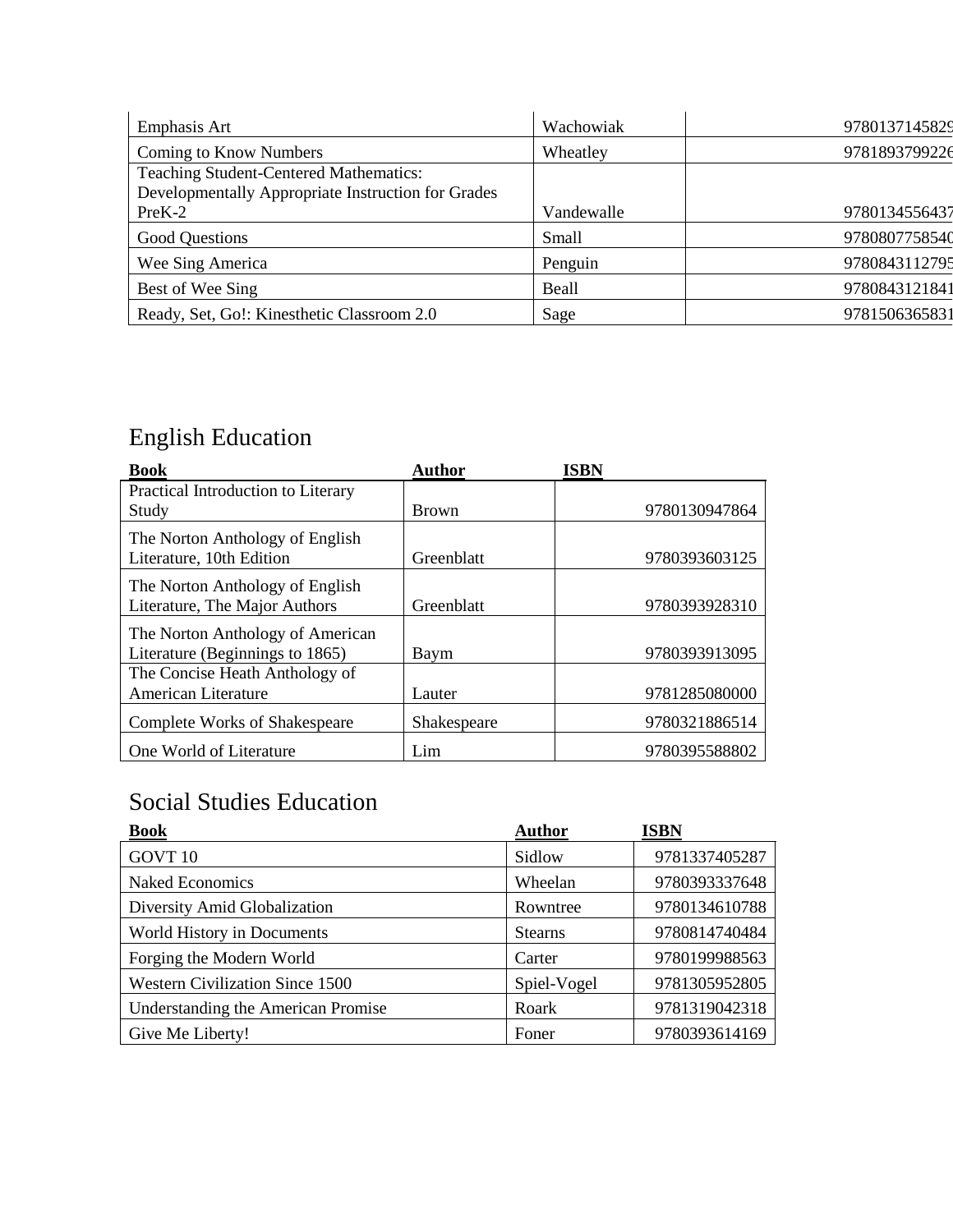| | | |
|---|---|---|
| Emphasis Art | Wachowiak | 9780137145829 |
| Coming to Know Numbers | Wheatley | 9781893799226 |
| Teaching Student-Centered Mathematics: Developmentally Appropriate Instruction for Grades PreK-2 | Vandewalle | 9780134556437 |
| Good Questions | Small | 9780807758540 |
| Wee Sing America | Penguin | 9780843112795 |
| Best of Wee Sing | Beall | 9780843121841 |
| Ready, Set, Go!: Kinesthetic Classroom 2.0 | Sage | 9781506365831 |

## English Education

| Book | Author | ISBN |
|---|---|---|
| Practical Introduction to Literary Study | Brown | 9780130947864 |
| The Norton Anthology of English Literature, 10th Edition | Greenblatt | 9780393603125 |
| The Norton Anthology of English Literature, The Major Authors | Greenblatt | 9780393928310 |
| The Norton Anthology of American Literature (Beginnings to 1865) | Baym | 9780393913095 |
| The Concise Heath Anthology of American Literature | Lauter | 9781285080000 |
| Complete Works of Shakespeare | Shakespeare | 9780321886514 |
| One World of Literature | Lim | 9780395588802 |

## Social Studies Education

| Book | Author | ISBN |
|---|---|---|
| GOVT 10 | Sidlow | 9781337405287 |
| Naked Economics | Wheelan | 9780393337648 |
| Diversity Amid Globalization | Rowntree | 9780134610788 |
| World History in Documents | Stearns | 9780814740484 |
| Forging the Modern World | Carter | 9780199988563 |
| Western Civilization Since 1500 | Spiel-Vogel | 9781305952805 |
| Understanding the American Promise | Roark | 9781319042318 |
| Give Me Liberty! | Foner | 9780393614169 |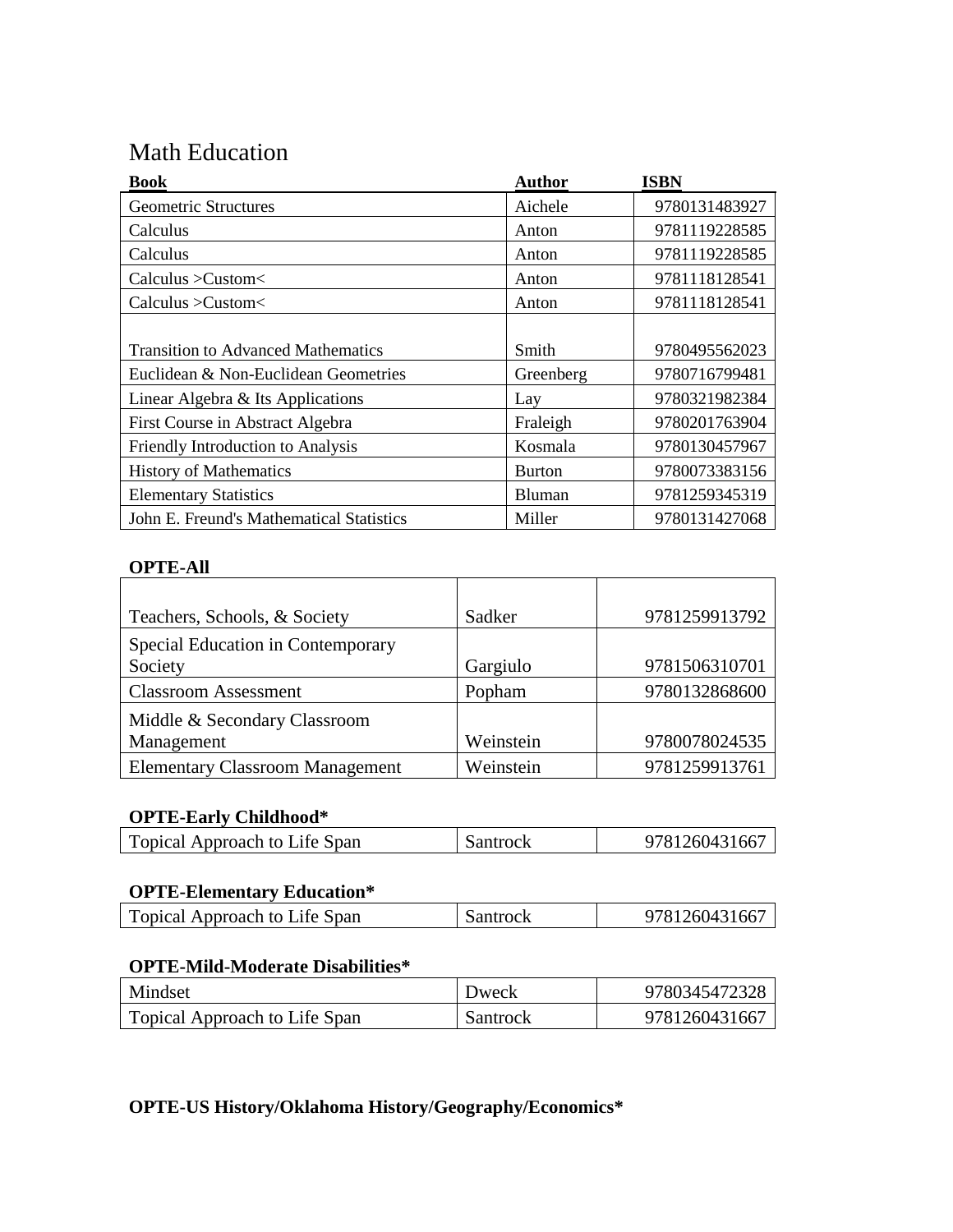# Math Education

| Book | Author | ISBN |
| --- | --- | --- |
| Geometric Structures | Aichele | 9780131483927 |
| Calculus | Anton | 9781119228585 |
| Calculus | Anton | 9781119228585 |
| Calculus >Custom< | Anton | 9781118128541 |
| Calculus >Custom< | Anton | 9781118128541 |
| Transition to Advanced Mathematics | Smith | 9780495562023 |
| Euclidean & Non-Euclidean Geometries | Greenberg | 9780716799481 |
| Linear Algebra & Its Applications | Lay | 9780321982384 |
| First Course in Abstract Algebra | Fraleigh | 9780201763904 |
| Friendly Introduction to Analysis | Kosmala | 9780130457967 |
| History of Mathematics | Burton | 9780073383156 |
| Elementary Statistics | Bluman | 9781259345319 |
| John E. Freund's Mathematical Statistics | Miller | 9780131427068 |

**OPTE-All**

| | | |
| --- | --- | --- |
| Teachers, Schools, & Society | Sadker | 9781259913792 |
| Special Education in Contemporary Society | Gargiulo | 9781506310701 |
| Classroom Assessment | Popham | 9780132868600 |
| Middle & Secondary Classroom Management | Weinstein | 9780078024535 |
| Elementary Classroom Management | Weinstein | 9781259913761 |

**OPTE-Early Childhood***

| | | |
| --- | --- | --- |
| Topical Approach to Life Span | Santrock | 9781260431667 |

**OPTE-Elementary Education***

| | | |
| --- | --- | --- |
| Topical Approach to Life Span | Santrock | 9781260431667 |

**OPTE-Mild-Moderate Disabilities***

| | | |
| --- | --- | --- |
| Mindset | Dweck | 9780345472328 |
| Topical Approach to Life Span | Santrock | 9781260431667 |

**OPTE-US History/Oklahoma History/Geography/Economics***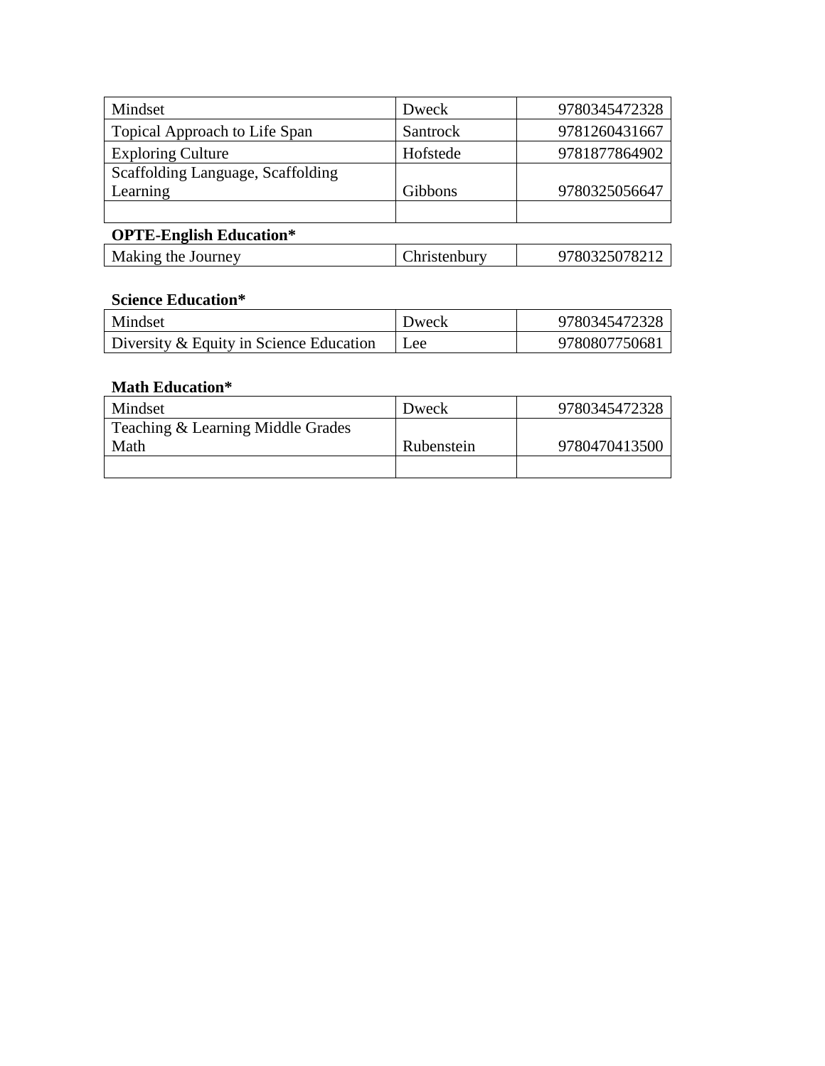| | | |
|---|---|---|
| Mindset | Dweck | 9780345472328 |
| Topical Approach to Life Span | Santrock | 9781260431667 |
| Exploring Culture | Hofstede | 9781877864902 |
| Scaffolding Language, Scaffolding Learning | Gibbons | 9780325056647 |
| | | |

**OPTE-English Education***

| | | |
|---|---|---|
| Making the Journey | Christenbury | 9780325078212 |

**Science Education***

| | | |
|---|---|---|
| Mindset | Dweck | 9780345472328 |
| Diversity & Equity in Science Education | Lee | 9780807750681 |

**Math Education***

| | | |
|---|---|---|
| Mindset | Dweck | 9780345472328 |
| Teaching & Learning Middle Grades Math | Rubenstein | 9780470413500 |
| | | |